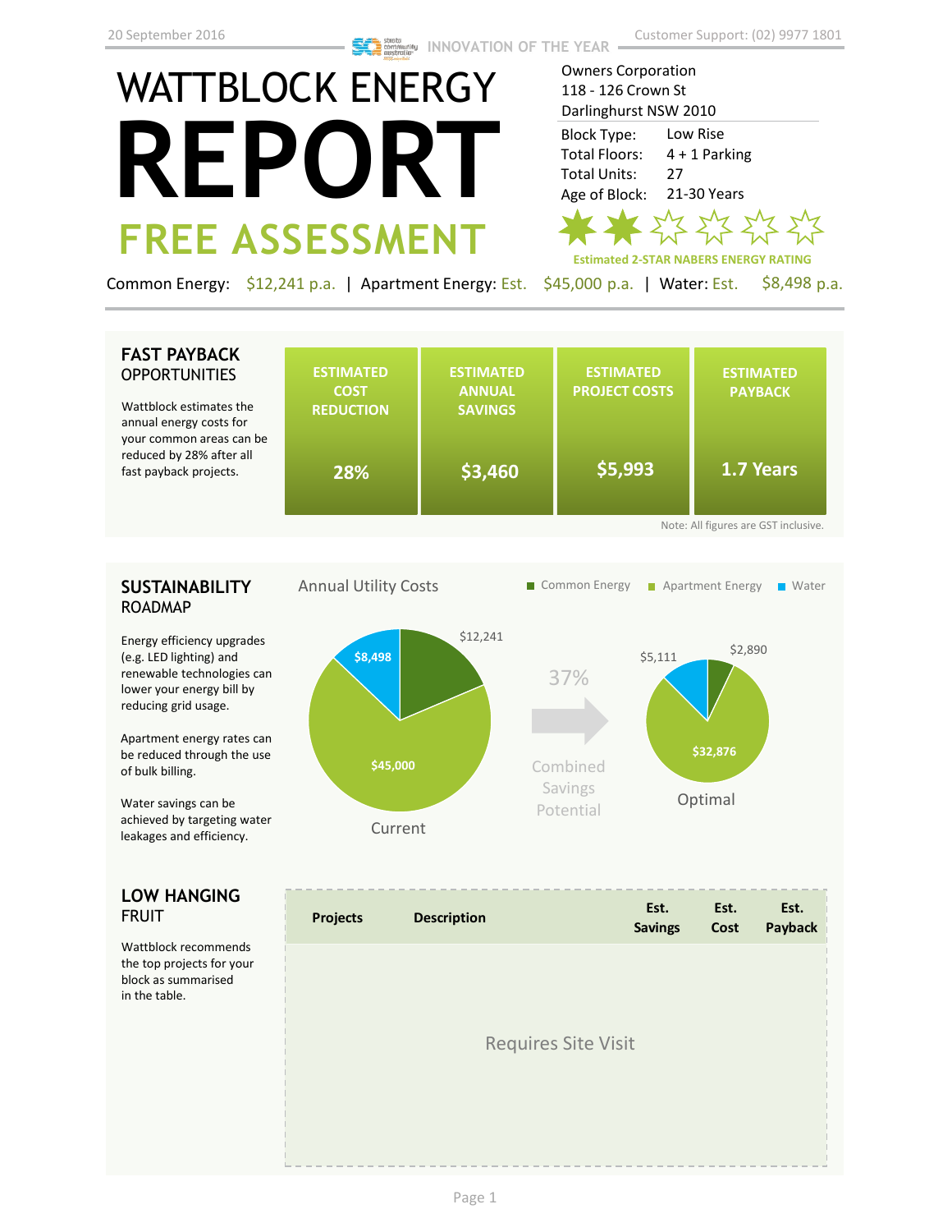20 September 2016

INNOVATION OF THE YEAR

Customer Support: (02) 9977 1801

# WATTBLOCK ENERGY REPORT

## FREE ASSESSMENT

Owners Corporation
118 - 126 Crown St
Darlinghurst NSW 2010

| | |
|---|---|
| Block Type: | Low Rise |
| Total Floors: | 4 + 1 Parking |
| Total Units: | 27 |
| Age of Block: | 21-30 Years |

Estimated 2-STAR NABERS ENERGY RATING

Common Energy: $12,241 p.a. | Apartment Energy: Est. $45,000 p.a. | Water: Est. $8,498 p.a.

## FAST PAYBACK OPPORTUNITIES

Wattblock estimates the annual energy costs for your common areas can be reduced by 28% after all fast payback projects.

| ESTIMATED COST REDUCTION | ESTIMATED ANNUAL SAVINGS | ESTIMATED PROJECT COSTS | ESTIMATED PAYBACK |
|---|---|---|---|
| 28% | $3,460 | $5,993 | 1.7 Years |

Note: All figures are GST inclusive.

## SUSTAINABILITY ROADMAP

Energy efficiency upgrades (e.g. LED lighting) and renewable technologies can lower your energy bill by reducing grid usage.

Apartment energy rates can be reduced through the use of bulk billing.

Water savings can be achieved by targeting water leakages and efficiency.

Annual Utility Costs

| | Common Energy | Apartment Energy | Water |
|---|---|---|---|
| Current | $12,241 | $45,000 | $8,498 |
| Optimal | $2,890 | $32,876 | $5,111 |

37% Combined Savings Potential

## LOW HANGING FRUIT

Wattblock recommends the top projects for your block as summarised in the table.

| Projects | Description | Est. Savings | Est. Cost | Est. Payback |
|---|---|---|---|---|
| Requires Site Visit | | | | |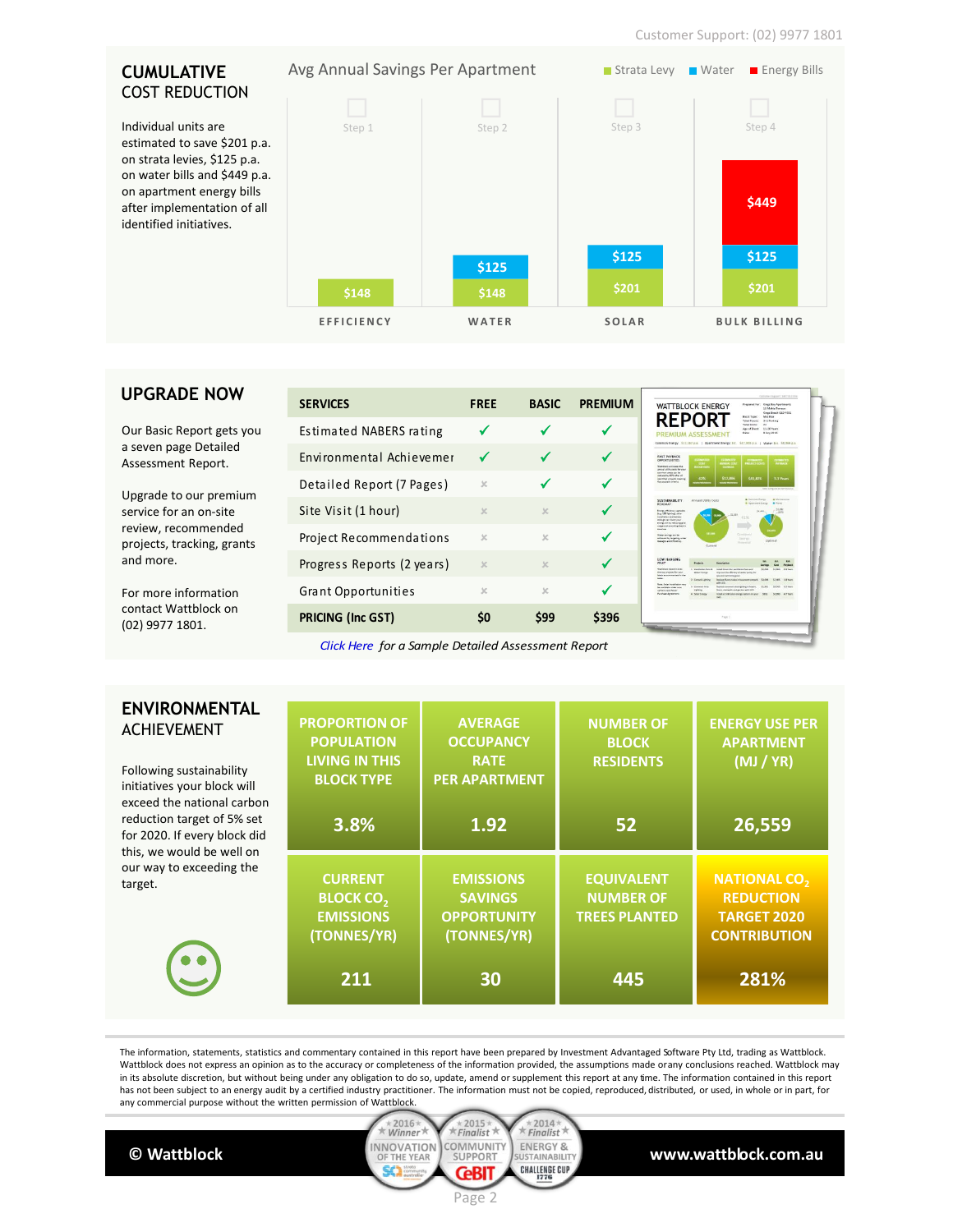## CUMULATIVE COST REDUCTION

Individual units are estimated to save $201 p.a. on strata levies, $125 p.a. on water bills and $449 p.a. on apartment energy bills after implementation of all identified initiatives.

Avg Annual Savings Per Apartment

Strata Levy  Water  Energy Bills

Step 1
$148
EFFICIENCY

Step 2
$125
$148
WATER

Step 3
$125
$201
SOLAR

Step 4
$449
$125
$201
BULK BILLING

## UPGRADE NOW

Our Basic Report gets you a seven page Detailed Assessment Report.

Upgrade to our premium service for an on-site review, recommended projects, tracking, grants and more.

For more information contact Wattblock on (02) 9977 1801.

| SERVICES | FREE | BASIC | PREMIUM |
|---|---|---|---|
| Estimated NABERS rating | ✓ | ✓ | ✓ |
| Environmental Achievemer | ✓ | ✓ | ✓ |
| Detailed Report (7 Pages) | × | ✓ | ✓ |
| Site Visit (1 hour) | × | × | ✓ |
| Project Recommendations | × | × | ✓ |
| Progress Reports (2 years) | × | × | ✓ |
| Grant Opportunities | × | × | ✓ |
| **PRICING (Inc GST)** | **$0** | **$99** | **$396** |

*Click Here for a Sample Detailed Assessment Report*

## ENVIRONMENTAL ACHIEVEMENT

Following sustainability initiatives your block will exceed the national carbon reduction target of 5% set for 2020. If every block did this, we would be well on our way to exceeding the target.

| | | | |
|---|---|---|---|
| PROPORTION OF POPULATION LIVING IN THIS BLOCK TYPE | AVERAGE OCCUPANCY RATE PER APARTMENT | NUMBER OF BLOCK RESIDENTS | ENERGY USE PER APARTMENT (MJ / YR) |
| 3.8% | 1.92 | 52 | 26,559 |
| CURRENT BLOCK $CO_2$ EMISSIONS (TONNES/YR) | EMISSIONS SAVINGS OPPORTUNITY (TONNES/YR) | EQUIVALENT NUMBER OF TREES PLANTED | NATIONAL $CO_2$ REDUCTION TARGET 2020 CONTRIBUTION |
| 211 | 30 | 445 | 281% |

The information, statements, statistics and commentary contained in this report have been prepared by Investment Advantaged Software Pty Ltd, trading as Wattblock. Wattblock does not express an opinion as to the accuracy or completeness of the information provided, the assumptions made orany conclusions reached. Wattblock may in its absolute discretion, but without being under any obligation to do so, update, amend or supplement this report at any time. The information contained in this report has not been subject to an energy audit by a certified industry practitioner. The information must not be copied, reproduced, distributed, or used, in whole or in part, for any commercial purpose without the written permission of Wattblock.

© Wattblock

2016 Winner INNOVATION OF THE YEAR · 2015 Finalist COMMUNITY SUPPORT CeBIT · 2014 Finalist ENERGY & SUSTAINABILITY CHALLENGE CUP

www.wattblock.com.au